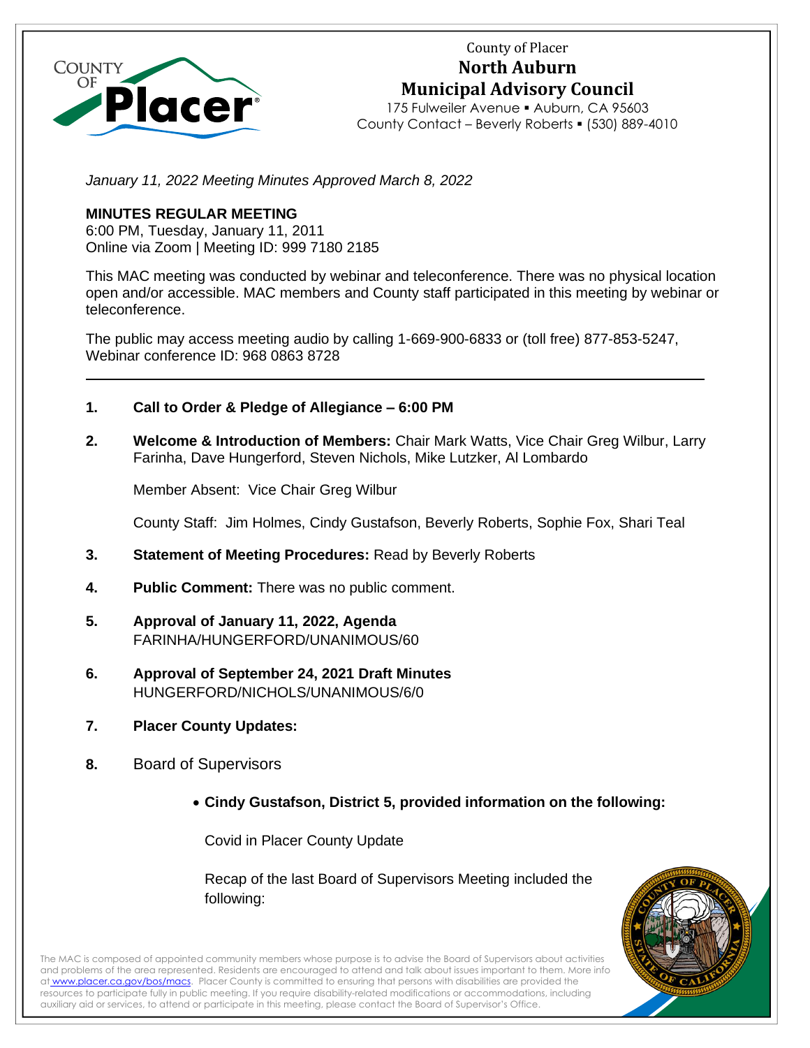County of Placer
**North Auburn**
**Municipal Advisory Council**
175 Fulweiler Avenue ▪ Auburn, CA 95603
County Contact – Beverly Roberts ▪ (530) 889-4010

*January 11, 2022 Meeting Minutes Approved March 8, 2022*

**MINUTES REGULAR MEETING**
6:00 PM, Tuesday, January 11, 2011
Online via Zoom | Meeting ID: 999 7180 2185

This MAC meeting was conducted by webinar and teleconference. There was no physical location open and/or accessible. MAC members and County staff participated in this meeting by webinar or teleconference.

The public may access meeting audio by calling 1-669-900-6833 or (toll free) 877-853-5247, Webinar conference ID: 968 0863 8728

---

1. **Call to Order & Pledge of Allegiance – 6:00 PM**

2. **Welcome & Introduction of Members:** Chair Mark Watts, Vice Chair Greg Wilbur, Larry Farinha, Dave Hungerford, Steven Nichols, Mike Lutzker, Al Lombardo

   Member Absent: Vice Chair Greg Wilbur

   County Staff: Jim Holmes, Cindy Gustafson, Beverly Roberts, Sophie Fox, Shari Teal

3. **Statement of Meeting Procedures:** Read by Beverly Roberts

4. **Public Comment:** There was no public comment.

5. **Approval of January 11, 2022, Agenda**
   FARINHA/HUNGERFORD/UNANIMOUS/60

6. **Approval of September 24, 2021 Draft Minutes**
   HUNGERFORD/NICHOLS/UNANIMOUS/6/0

7. **Placer County Updates:**

8. Board of Supervisors

   - **Cindy Gustafson, District 5, provided information on the following:**

     Covid in Placer County Update

     Recap of the last Board of Supervisors Meeting included the following:

The MAC is composed of appointed community members whose purpose is to advise the Board of Supervisors about activities and problems of the area represented. Residents are encouraged to attend and talk about issues important to them. More info at www.placer.ca.gov/bos/macs. Placer County is committed to ensuring that persons with disabilities are provided the resources to participate fully in public meeting. If you require disability-related modifications or accommodations, including auxiliary aid or services, to attend or participate in this meeting, please contact the Board of Supervisor's Office.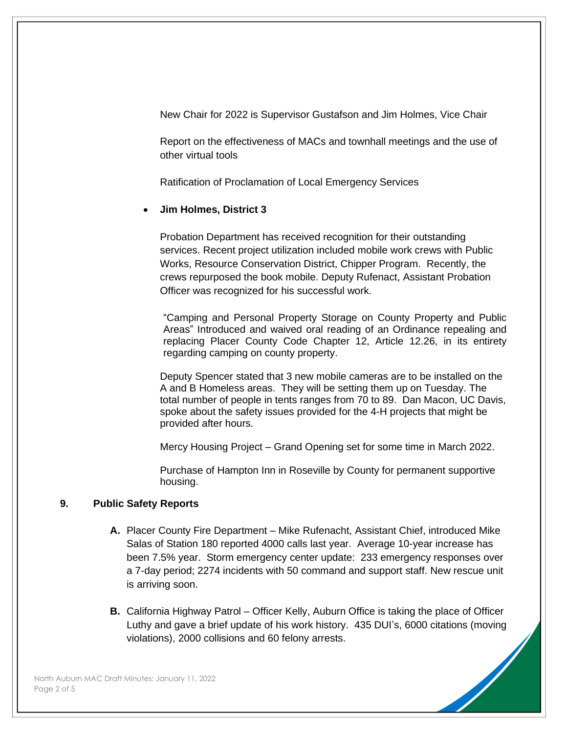New Chair for 2022 is Supervisor Gustafson and Jim Holmes, Vice Chair

Report on the effectiveness of MACs and townhall meetings and the use of other virtual tools

Ratification of Proclamation of Local Emergency Services

- **Jim Holmes, District 3**

  Probation Department has received recognition for their outstanding services. Recent project utilization included mobile work crews with Public Works, Resource Conservation District, Chipper Program. Recently, the crews repurposed the book mobile. Deputy Rufenact, Assistant Probation Officer was recognized for his successful work.

  "Camping and Personal Property Storage on County Property and Public Areas" Introduced and waived oral reading of an Ordinance repealing and replacing Placer County Code Chapter 12, Article 12.26, in its entirety regarding camping on county property.

  Deputy Spencer stated that 3 new mobile cameras are to be installed on the A and B Homeless areas. They will be setting them up on Tuesday. The total number of people in tents ranges from 70 to 89. Dan Macon, UC Davis, spoke about the safety issues provided for the 4-H projects that might be provided after hours.

  Mercy Housing Project – Grand Opening set for some time in March 2022.

  Purchase of Hampton Inn in Roseville by County for permanent supportive housing.

## 9. Public Safety Reports

**A.** Placer County Fire Department – Mike Rufenacht, Assistant Chief, introduced Mike Salas of Station 180 reported 4000 calls last year. Average 10-year increase has been 7.5% year. Storm emergency center update: 233 emergency responses over a 7-day period; 2274 incidents with 50 command and support staff. New rescue unit is arriving soon.

**B.** California Highway Patrol – Officer Kelly, Auburn Office is taking the place of Officer Luthy and gave a brief update of his work history. 435 DUI's, 6000 citations (moving violations), 2000 collisions and 60 felony arrests.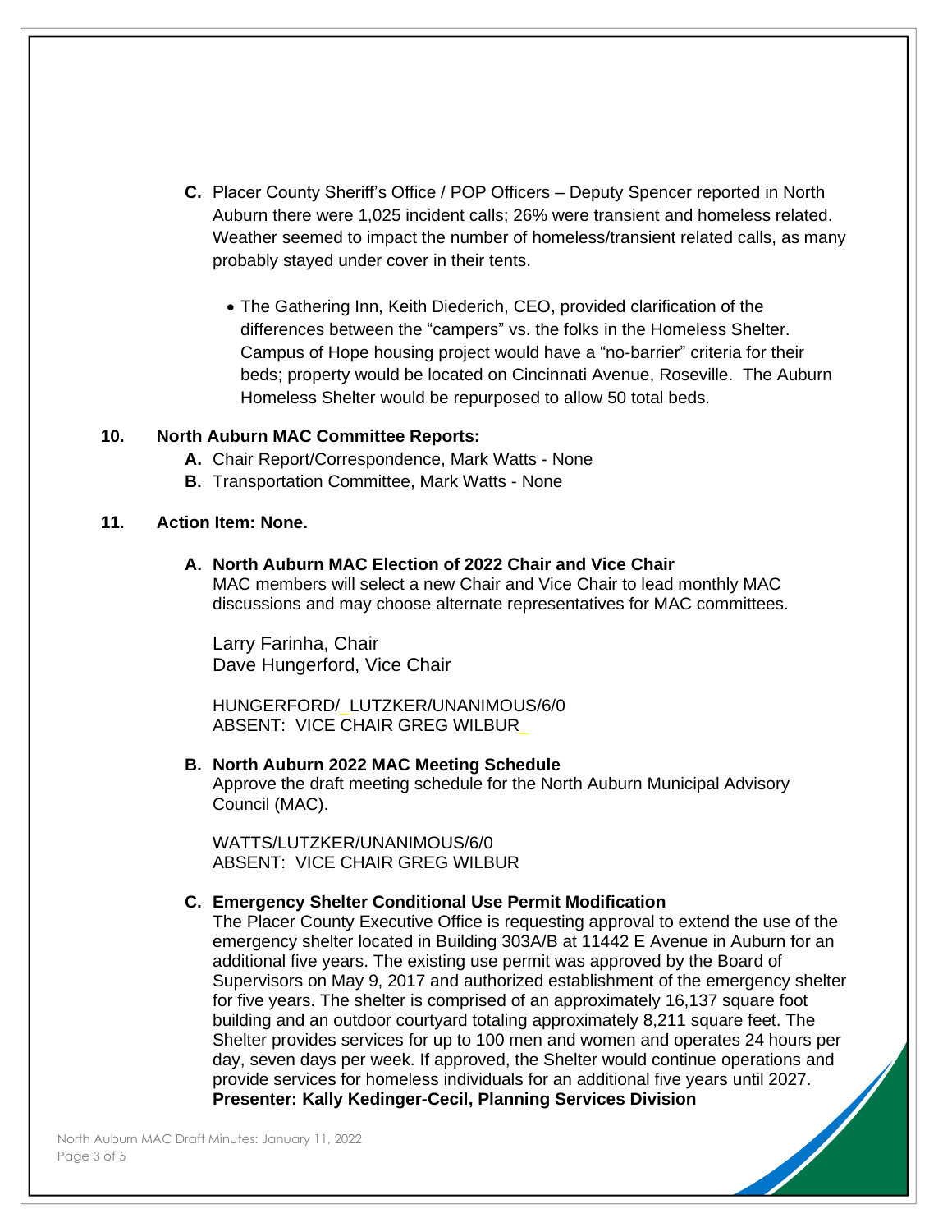**C.** Placer County Sheriff's Office / POP Officers – Deputy Spencer reported in North Auburn there were 1,025 incident calls; 26% were transient and homeless related. Weather seemed to impact the number of homeless/transient related calls, as many probably stayed under cover in their tents.

- The Gathering Inn, Keith Diederich, CEO, provided clarification of the differences between the "campers" vs. the folks in the Homeless Shelter. Campus of Hope housing project would have a "no-barrier" criteria for their beds; property would be located on Cincinnati Avenue, Roseville. The Auburn Homeless Shelter would be repurposed to allow 50 total beds.

**10. North Auburn MAC Committee Reports:**

**A.** Chair Report/Correspondence, Mark Watts - None
**B.** Transportation Committee, Mark Watts - None

**11. Action Item: None.**

**A. North Auburn MAC Election of 2022 Chair and Vice Chair**
MAC members will select a new Chair and Vice Chair to lead monthly MAC discussions and may choose alternate representatives for MAC committees.

Larry Farinha, Chair
Dave Hungerford, Vice Chair

HUNGERFORD/ LUTZKER/UNANIMOUS/6/0
ABSENT: VICE CHAIR GREG WILBUR

**B. North Auburn 2022 MAC Meeting Schedule**
Approve the draft meeting schedule for the North Auburn Municipal Advisory Council (MAC).

WATTS/LUTZKER/UNANIMOUS/6/0
ABSENT: VICE CHAIR GREG WILBUR

**C. Emergency Shelter Conditional Use Permit Modification**
The Placer County Executive Office is requesting approval to extend the use of the emergency shelter located in Building 303A/B at 11442 E Avenue in Auburn for an additional five years. The existing use permit was approved by the Board of Supervisors on May 9, 2017 and authorized establishment of the emergency shelter for five years. The shelter is comprised of an approximately 16,137 square foot building and an outdoor courtyard totaling approximately 8,211 square feet. The Shelter provides services for up to 100 men and women and operates 24 hours per day, seven days per week. If approved, the Shelter would continue operations and provide services for homeless individuals for an additional five years until 2027.
**Presenter: Kally Kedinger-Cecil, Planning Services Division**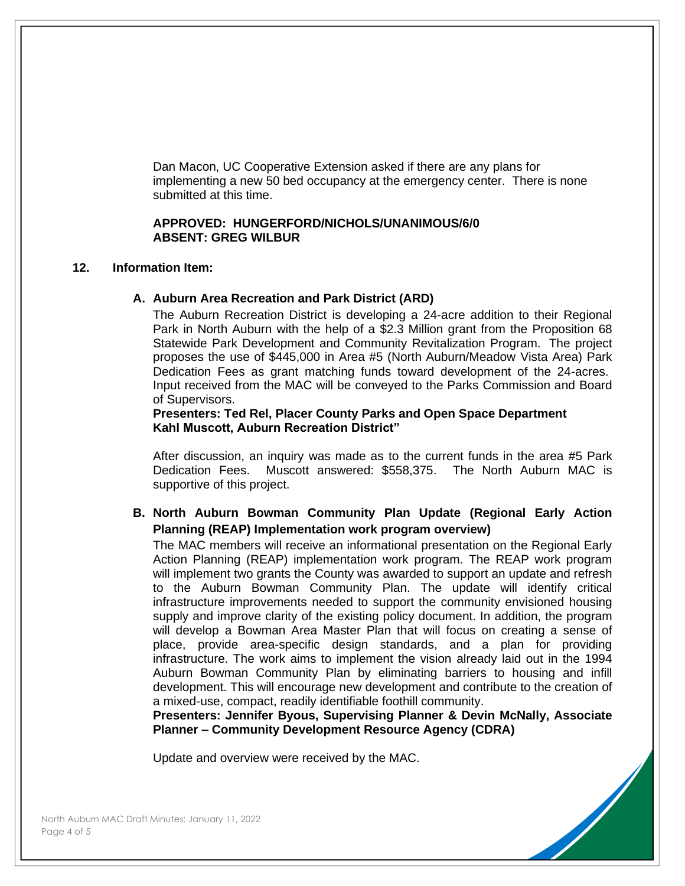Dan Macon, UC Cooperative Extension asked if there are any plans for implementing a new 50 bed occupancy at the emergency center. There is none submitted at this time.

**APPROVED: HUNGERFORD/NICHOLS/UNANIMOUS/6/0**
**ABSENT: GREG WILBUR**

**12. Information Item:**

**A. Auburn Area Recreation and Park District (ARD)**

The Auburn Recreation District is developing a 24-acre addition to their Regional Park in North Auburn with the help of a $2.3 Million grant from the Proposition 68 Statewide Park Development and Community Revitalization Program. The project proposes the use of $445,000 in Area #5 (North Auburn/Meadow Vista Area) Park Dedication Fees as grant matching funds toward development of the 24-acres. Input received from the MAC will be conveyed to the Parks Commission and Board of Supervisors.

**Presenters: Ted Rel, Placer County Parks and Open Space Department**
**Kahl Muscott, Auburn Recreation District"**

After discussion, an inquiry was made as to the current funds in the area #5 Park Dedication Fees. Muscott answered: $558,375. The North Auburn MAC is supportive of this project.

**B. North Auburn Bowman Community Plan Update (Regional Early Action Planning (REAP) Implementation work program overview)**

The MAC members will receive an informational presentation on the Regional Early Action Planning (REAP) implementation work program. The REAP work program will implement two grants the County was awarded to support an update and refresh to the Auburn Bowman Community Plan. The update will identify critical infrastructure improvements needed to support the community envisioned housing supply and improve clarity of the existing policy document. In addition, the program will develop a Bowman Area Master Plan that will focus on creating a sense of place, provide area-specific design standards, and a plan for providing infrastructure. The work aims to implement the vision already laid out in the 1994 Auburn Bowman Community Plan by eliminating barriers to housing and infill development. This will encourage new development and contribute to the creation of a mixed-use, compact, readily identifiable foothill community.

**Presenters: Jennifer Byous, Supervising Planner & Devin McNally, Associate Planner – Community Development Resource Agency (CDRA)**

Update and overview were received by the MAC.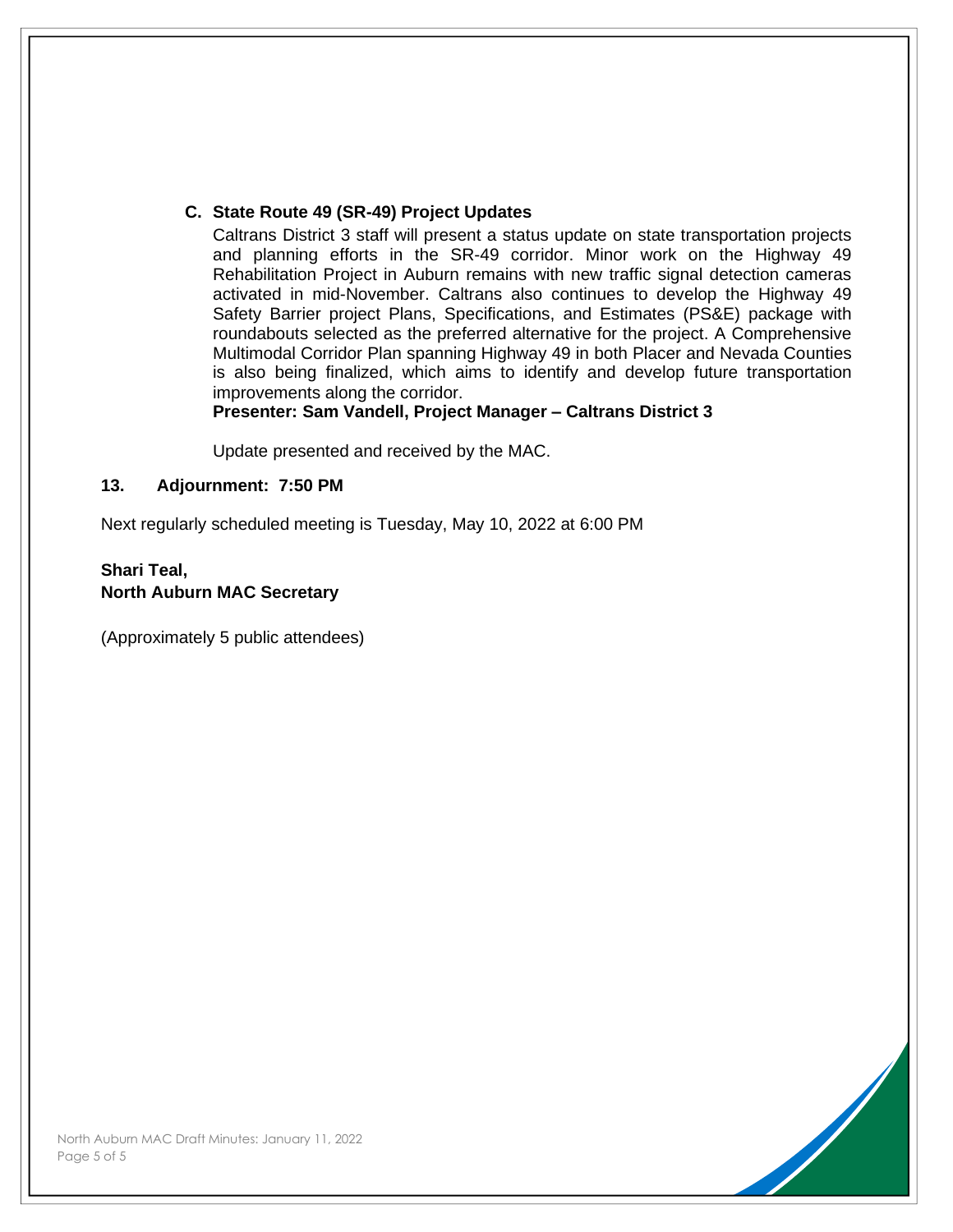**C. State Route 49 (SR-49) Project Updates**

Caltrans District 3 staff will present a status update on state transportation projects and planning efforts in the SR-49 corridor. Minor work on the Highway 49 Rehabilitation Project in Auburn remains with new traffic signal detection cameras activated in mid-November. Caltrans also continues to develop the Highway 49 Safety Barrier project Plans, Specifications, and Estimates (PS&E) package with roundabouts selected as the preferred alternative for the project. A Comprehensive Multimodal Corridor Plan spanning Highway 49 in both Placer and Nevada Counties is also being finalized, which aims to identify and develop future transportation improvements along the corridor.

**Presenter: Sam Vandell, Project Manager – Caltrans District 3**

Update presented and received by the MAC.

**13. Adjournment: 7:50 PM**

Next regularly scheduled meeting is Tuesday, May 10, 2022 at 6:00 PM

**Shari Teal,**
**North Auburn MAC Secretary**

(Approximately 5 public attendees)